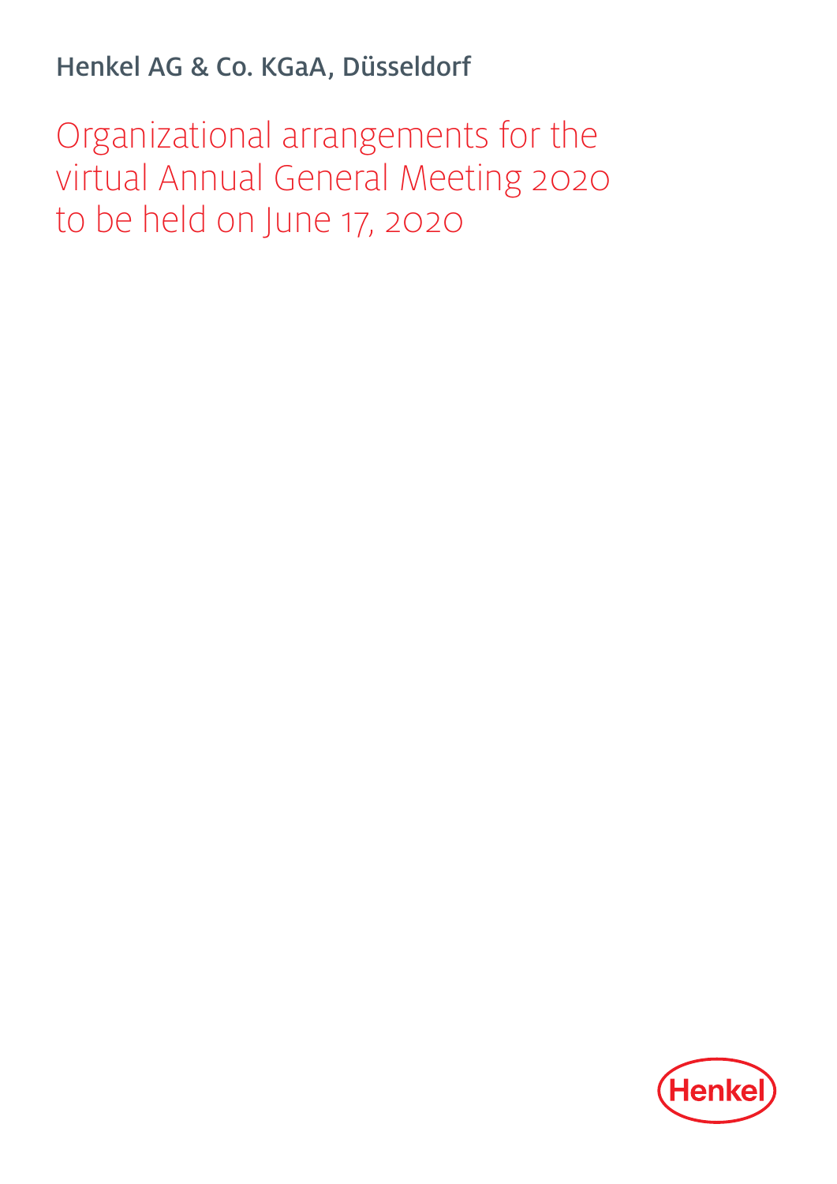Henkel AG & Co. KGaA, Düsseldorf

# Organizational arrangements for the virtual Annual General Meeting 2020 to be held on June 17, 2020

Henkel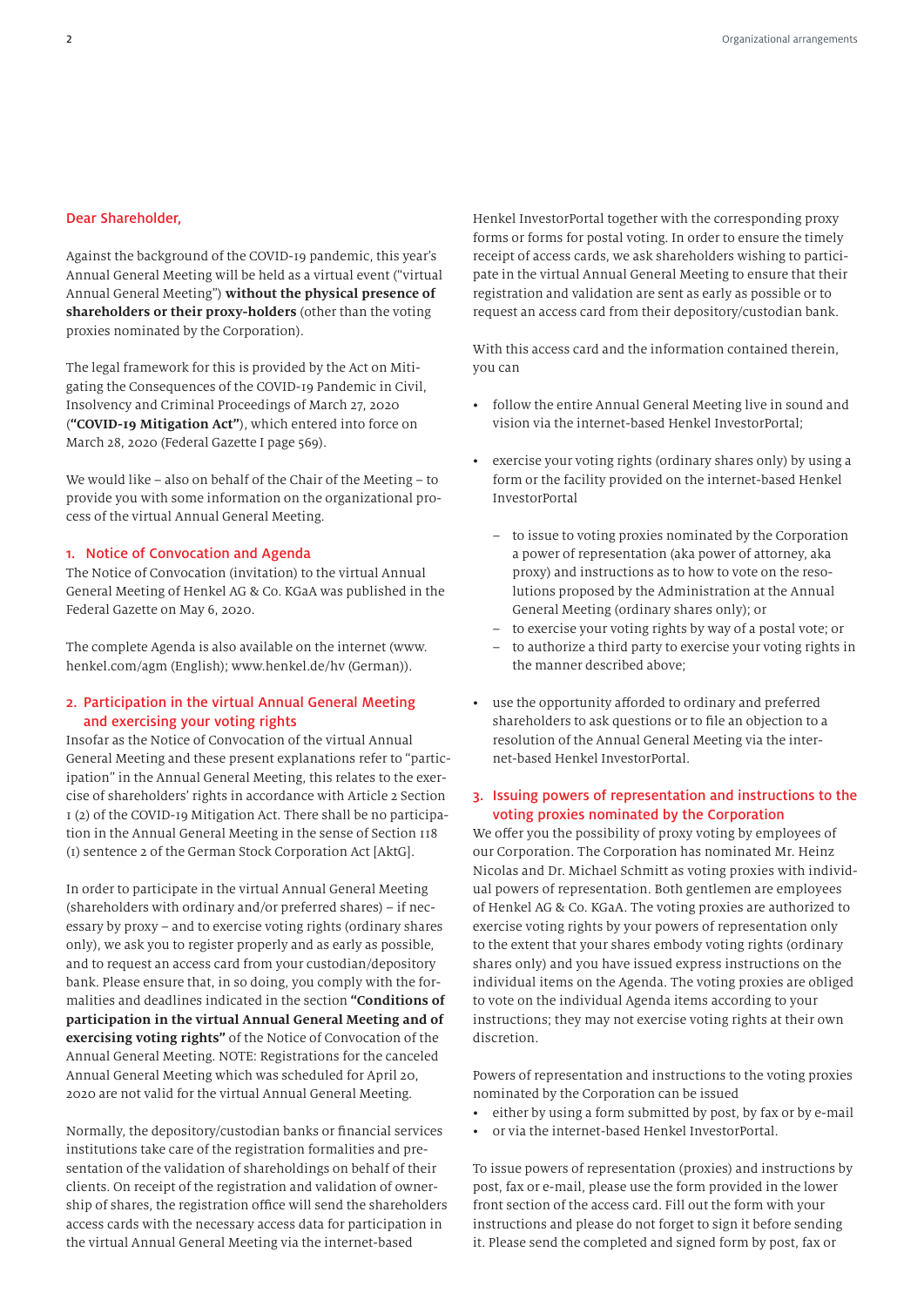**Dear Shareholder,**

Against the background of the COVID-19 pandemic, this year's Annual General Meeting will be held as a virtual event ("virtual Annual General Meeting") **without the physical presence of shareholders or their proxy-holders** (other than the voting proxies nominated by the Corporation).

The legal framework for this is provided by the Act on Mitigating the Consequences of the COVID-19 Pandemic in Civil, Insolvency and Criminal Proceedings of March 27, 2020 (**"COVID-19 Mitigation Act"**), which entered into force on March 28, 2020 (Federal Gazette I page 569).

We would like – also on behalf of the Chair of the Meeting – to provide you with some information on the organizational process of the virtual Annual General Meeting.

## 1. Notice of Convocation and Agenda

The Notice of Convocation (invitation) to the virtual Annual General Meeting of Henkel AG & Co. KGaA was published in the Federal Gazette on May 6, 2020.

The complete Agenda is also available on the internet (www.henkel.com/agm (English); www.henkel.de/hv (German)).

## 2. Participation in the virtual Annual General Meeting and exercising your voting rights

Insofar as the Notice of Convocation of the virtual Annual General Meeting and these present explanations refer to "participation" in the Annual General Meeting, this relates to the exercise of shareholders' rights in accordance with Article 2 Section 1 (2) of the COVID-19 Mitigation Act. There shall be no participation in the Annual General Meeting in the sense of Section 118 (1) sentence 2 of the German Stock Corporation Act [AktG].

In order to participate in the virtual Annual General Meeting (shareholders with ordinary and/or preferred shares) – if necessary by proxy – and to exercise voting rights (ordinary shares only), we ask you to register properly and as early as possible, and to request an access card from your custodian/depository bank. Please ensure that, in so doing, you comply with the formalities and deadlines indicated in the section **"Conditions of participation in the virtual Annual General Meeting and of exercising voting rights"** of the Notice of Convocation of the Annual General Meeting. NOTE: Registrations for the canceled Annual General Meeting which was scheduled for April 20, 2020 are not valid for the virtual Annual General Meeting.

Normally, the depository/custodian banks or financial services institutions take care of the registration formalities and presentation of the validation of shareholdings on behalf of their clients. On receipt of the registration and validation of ownership of shares, the registration office will send the shareholders access cards with the necessary access data for participation in the virtual Annual General Meeting via the internet-based Henkel InvestorPortal together with the corresponding proxy forms or forms for postal voting. In order to ensure the timely receipt of access cards, we ask shareholders wishing to participate in the virtual Annual General Meeting to ensure that their registration and validation are sent as early as possible or to request an access card from their depository/custodian bank.

With this access card and the information contained therein, you can

- follow the entire Annual General Meeting live in sound and vision via the internet-based Henkel InvestorPortal;
- exercise your voting rights (ordinary shares only) by using a form or the facility provided on the internet-based Henkel InvestorPortal
  - to issue to voting proxies nominated by the Corporation a power of representation (aka power of attorney, aka proxy) and instructions as to how to vote on the resolutions proposed by the Administration at the Annual General Meeting (ordinary shares only); or
  - to exercise your voting rights by way of a postal vote; or
  - to authorize a third party to exercise your voting rights in the manner described above;
- use the opportunity afforded to ordinary and preferred shareholders to ask questions or to file an objection to a resolution of the Annual General Meeting via the internet-based Henkel InvestorPortal.

## 3. Issuing powers of representation and instructions to the voting proxies nominated by the Corporation

We offer you the possibility of proxy voting by employees of our Corporation. The Corporation has nominated Mr. Heinz Nicolas and Dr. Michael Schmitt as voting proxies with individual powers of representation. Both gentlemen are employees of Henkel AG & Co. KGaA. The voting proxies are authorized to exercise voting rights by your powers of representation only to the extent that your shares embody voting rights (ordinary shares only) and you have issued express instructions on the individual items on the Agenda. The voting proxies are obliged to vote on the individual Agenda items according to your instructions; they may not exercise voting rights at their own discretion.

Powers of representation and instructions to the voting proxies nominated by the Corporation can be issued

- either by using a form submitted by post, by fax or by e-mail
- or via the internet-based Henkel InvestorPortal.

To issue powers of representation (proxies) and instructions by post, fax or e-mail, please use the form provided in the lower front section of the access card. Fill out the form with your instructions and please do not forget to sign it before sending it. Please send the completed and signed form by post, fax or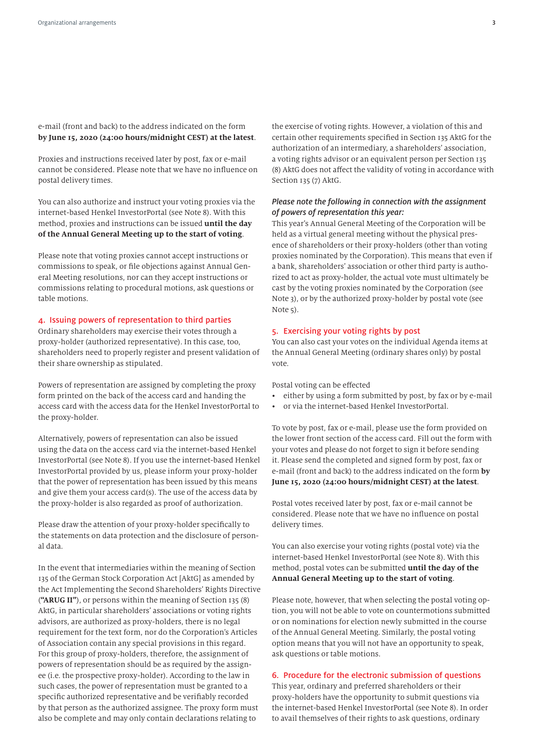e-mail (front and back) to the address indicated on the form **by June 15, 2020 (24:00 hours/midnight CEST) at the latest**.

Proxies and instructions received later by post, fax or e-mail cannot be considered. Please note that we have no influence on postal delivery times.

You can also authorize and instruct your voting proxies via the internet-based Henkel InvestorPortal (see Note 8). With this method, proxies and instructions can be issued **until the day of the Annual General Meeting up to the start of voting**.

Please note that voting proxies cannot accept instructions or commissions to speak, or file objections against Annual General Meeting resolutions, nor can they accept instructions or commissions relating to procedural motions, ask questions or table motions.

## 4. Issuing powers of representation to third parties

Ordinary shareholders may exercise their votes through a proxy-holder (authorized representative). In this case, too, shareholders need to properly register and present validation of their share ownership as stipulated.

Powers of representation are assigned by completing the proxy form printed on the back of the access card and handing the access card with the access data for the Henkel InvestorPortal to the proxy-holder.

Alternatively, powers of representation can also be issued using the data on the access card via the internet-based Henkel InvestorPortal (see Note 8). If you use the internet-based Henkel InvestorPortal provided by us, please inform your proxy-holder that the power of representation has been issued by this means and give them your access card(s). The use of the access data by the proxy-holder is also regarded as proof of authorization.

Please draw the attention of your proxy-holder specifically to the statements on data protection and the disclosure of personal data.

In the event that intermediaries within the meaning of Section 135 of the German Stock Corporation Act [AktG] as amended by the Act Implementing the Second Shareholders' Rights Directive (**"ARUG II"**), or persons within the meaning of Section 135 (8) AktG, in particular shareholders' associations or voting rights advisors, are authorized as proxy-holders, there is no legal requirement for the text form, nor do the Corporation's Articles of Association contain any special provisions in this regard. For this group of proxy-holders, therefore, the assignment of powers of representation should be as required by the assignee (i.e. the prospective proxy-holder). According to the law in such cases, the power of representation must be granted to a specific authorized representative and be verifiably recorded by that person as the authorized assignee. The proxy form must also be complete and may only contain declarations relating to the exercise of voting rights. However, a violation of this and certain other requirements specified in Section 135 AktG for the authorization of an intermediary, a shareholders' association, a voting rights advisor or an equivalent person per Section 135 (8) AktG does not affect the validity of voting in accordance with Section 135 (7) AktG.

***Please note the following in connection with the assignment of powers of representation this year:***
This year's Annual General Meeting of the Corporation will be held as a virtual general meeting without the physical presence of shareholders or their proxy-holders (other than voting proxies nominated by the Corporation). This means that even if a bank, shareholders' association or other third party is authorized to act as proxy-holder, the actual vote must ultimately be cast by the voting proxies nominated by the Corporation (see Note 3), or by the authorized proxy-holder by postal vote (see Note 5).

## 5. Exercising your voting rights by post

You can also cast your votes on the individual Agenda items at the Annual General Meeting (ordinary shares only) by postal vote.

Postal voting can be effected

- either by using a form submitted by post, by fax or by e-mail
- or via the internet-based Henkel InvestorPortal.

To vote by post, fax or e-mail, please use the form provided on the lower front section of the access card. Fill out the form with your votes and please do not forget to sign it before sending it. Please send the completed and signed form by post, fax or e-mail (front and back) to the address indicated on the form **by June 15, 2020 (24:00 hours/midnight CEST) at the latest**.

Postal votes received later by post, fax or e-mail cannot be considered. Please note that we have no influence on postal delivery times.

You can also exercise your voting rights (postal vote) via the internet-based Henkel InvestorPortal (see Note 8). With this method, postal votes can be submitted **until the day of the Annual General Meeting up to the start of voting**.

Please note, however, that when selecting the postal voting option, you will not be able to vote on countermotions submitted or on nominations for election newly submitted in the course of the Annual General Meeting. Similarly, the postal voting option means that you will not have an opportunity to speak, ask questions or table motions.

## 6. Procedure for the electronic submission of questions

This year, ordinary and preferred shareholders or their proxy-holders have the opportunity to submit questions via the internet-based Henkel InvestorPortal (see Note 8). In order to avail themselves of their rights to ask questions, ordinary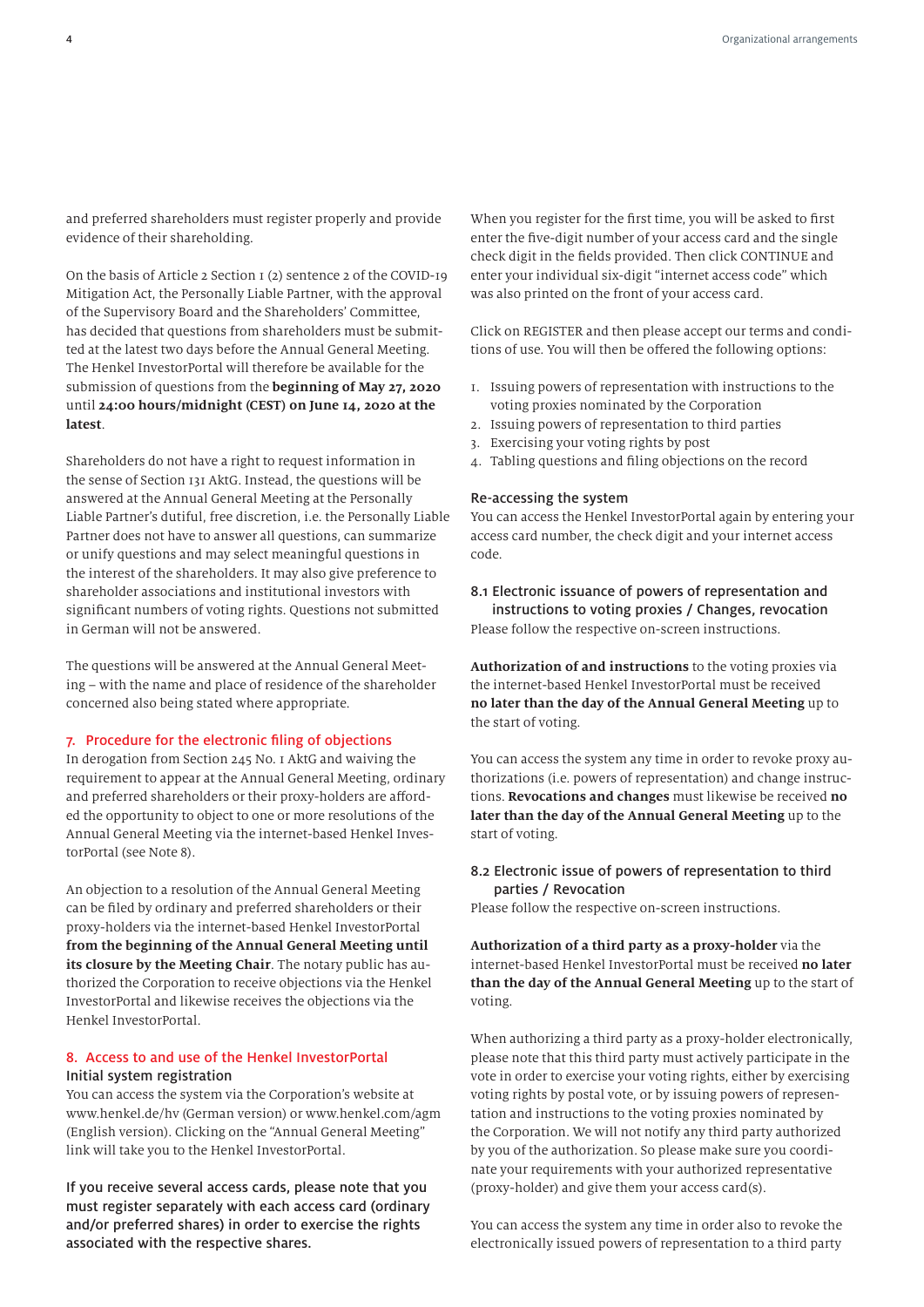and preferred shareholders must register properly and provide evidence of their shareholding.

On the basis of Article 2 Section 1 (2) sentence 2 of the COVID-19 Mitigation Act, the Personally Liable Partner, with the approval of the Supervisory Board and the Shareholders' Committee, has decided that questions from shareholders must be submitted at the latest two days before the Annual General Meeting. The Henkel InvestorPortal will therefore be available for the submission of questions from the **beginning of May 27, 2020** until **24:00 hours/midnight (CEST) on June 14, 2020 at the latest**.

Shareholders do not have a right to request information in the sense of Section 131 AktG. Instead, the questions will be answered at the Annual General Meeting at the Personally Liable Partner's dutiful, free discretion, i.e. the Personally Liable Partner does not have to answer all questions, can summarize or unify questions and may select meaningful questions in the interest of the shareholders. It may also give preference to shareholder associations and institutional investors with significant numbers of voting rights. Questions not submitted in German will not be answered.

The questions will be answered at the Annual General Meeting – with the name and place of residence of the shareholder concerned also being stated where appropriate.

## 7. Procedure for the electronic filing of objections

In derogation from Section 245 No. 1 AktG and waiving the requirement to appear at the Annual General Meeting, ordinary and preferred shareholders or their proxy-holders are afforded the opportunity to object to one or more resolutions of the Annual General Meeting via the internet-based Henkel InvestorPortal (see Note 8).

An objection to a resolution of the Annual General Meeting can be filed by ordinary and preferred shareholders or their proxy-holders via the internet-based Henkel InvestorPortal **from the beginning of the Annual General Meeting until its closure by the Meeting Chair**. The notary public has authorized the Corporation to receive objections via the Henkel InvestorPortal and likewise receives the objections via the Henkel InvestorPortal.

## 8. Access to and use of the Henkel InvestorPortal

### Initial system registration

You can access the system via the Corporation's website at www.henkel.de/hv (German version) or www.henkel.com/agm (English version). Clicking on the "Annual General Meeting" link will take you to the Henkel InvestorPortal.

If you receive several access cards, please note that you must register separately with each access card (ordinary and/or preferred shares) in order to exercise the rights associated with the respective shares.

When you register for the first time, you will be asked to first enter the five-digit number of your access card and the single check digit in the fields provided. Then click CONTINUE and enter your individual six-digit "internet access code" which was also printed on the front of your access card.

Click on REGISTER and then please accept our terms and conditions of use. You will then be offered the following options:

1. Issuing powers of representation with instructions to the voting proxies nominated by the Corporation
2. Issuing powers of representation to third parties
3. Exercising your voting rights by post
4. Tabling questions and filing objections on the record

### Re-accessing the system

You can access the Henkel InvestorPortal again by entering your access card number, the check digit and your internet access code.

### 8.1 Electronic issuance of powers of representation and instructions to voting proxies / Changes, revocation

Please follow the respective on-screen instructions.

**Authorization of and instructions** to the voting proxies via the internet-based Henkel InvestorPortal must be received **no later than the day of the Annual General Meeting** up to the start of voting.

You can access the system any time in order to revoke proxy authorizations (i.e. powers of representation) and change instructions. **Revocations and changes** must likewise be received **no later than the day of the Annual General Meeting** up to the start of voting.

### 8.2 Electronic issue of powers of representation to third parties / Revocation

Please follow the respective on-screen instructions.

**Authorization of a third party as a proxy-holder** via the internet-based Henkel InvestorPortal must be received **no later than the day of the Annual General Meeting** up to the start of voting.

When authorizing a third party as a proxy-holder electronically, please note that this third party must actively participate in the vote in order to exercise your voting rights, either by exercising voting rights by postal vote, or by issuing powers of representation and instructions to the voting proxies nominated by the Corporation. We will not notify any third party authorized by you of the authorization. So please make sure you coordinate your requirements with your authorized representative (proxy-holder) and give them your access card(s).

You can access the system any time in order also to revoke the electronically issued powers of representation to a third party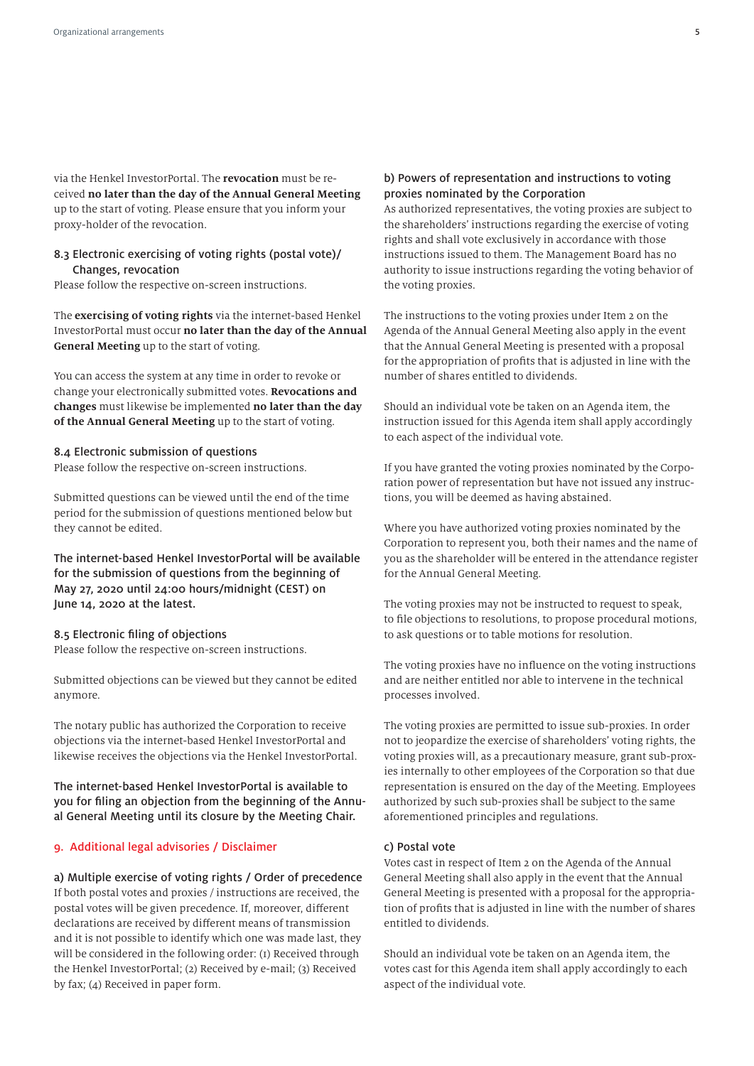via the Henkel InvestorPortal. The **revocation** must be received **no later than the day of the Annual General Meeting** up to the start of voting. Please ensure that you inform your proxy-holder of the revocation.

### 8.3 Electronic exercising of voting rights (postal vote)/ Changes, revocation

Please follow the respective on-screen instructions.

The **exercising of voting rights** via the internet-based Henkel InvestorPortal must occur **no later than the day of the Annual General Meeting** up to the start of voting.

You can access the system at any time in order to revoke or change your electronically submitted votes. **Revocations and changes** must likewise be implemented **no later than the day of the Annual General Meeting** up to the start of voting.

### 8.4 Electronic submission of questions

Please follow the respective on-screen instructions.

Submitted questions can be viewed until the end of the time period for the submission of questions mentioned below but they cannot be edited.

The internet-based Henkel InvestorPortal will be available for the submission of questions from the beginning of May 27, 2020 until 24:00 hours/midnight (CEST) on June 14, 2020 at the latest.

### 8.5 Electronic filing of objections

Please follow the respective on-screen instructions.

Submitted objections can be viewed but they cannot be edited anymore.

The notary public has authorized the Corporation to receive objections via the internet-based Henkel InvestorPortal and likewise receives the objections via the Henkel InvestorPortal.

The internet-based Henkel InvestorPortal is available to you for filing an objection from the beginning of the Annual General Meeting until its closure by the Meeting Chair.

## 9. Additional legal advisories / Disclaimer

### a) Multiple exercise of voting rights / Order of precedence

If both postal votes and proxies / instructions are received, the postal votes will be given precedence. If, moreover, different declarations are received by different means of transmission and it is not possible to identify which one was made last, they will be considered in the following order: (1) Received through the Henkel InvestorPortal; (2) Received by e-mail; (3) Received by fax; (4) Received in paper form.

### b) Powers of representation and instructions to voting proxies nominated by the Corporation

As authorized representatives, the voting proxies are subject to the shareholders' instructions regarding the exercise of voting rights and shall vote exclusively in accordance with those instructions issued to them. The Management Board has no authority to issue instructions regarding the voting behavior of the voting proxies.

The instructions to the voting proxies under Item 2 on the Agenda of the Annual General Meeting also apply in the event that the Annual General Meeting is presented with a proposal for the appropriation of profits that is adjusted in line with the number of shares entitled to dividends.

Should an individual vote be taken on an Agenda item, the instruction issued for this Agenda item shall apply accordingly to each aspect of the individual vote.

If you have granted the voting proxies nominated by the Corporation power of representation but have not issued any instructions, you will be deemed as having abstained.

Where you have authorized voting proxies nominated by the Corporation to represent you, both their names and the name of you as the shareholder will be entered in the attendance register for the Annual General Meeting.

The voting proxies may not be instructed to request to speak, to file objections to resolutions, to propose procedural motions, to ask questions or to table motions for resolution.

The voting proxies have no influence on the voting instructions and are neither entitled nor able to intervene in the technical processes involved.

The voting proxies are permitted to issue sub-proxies. In order not to jeopardize the exercise of shareholders' voting rights, the voting proxies will, as a precautionary measure, grant sub-proxies internally to other employees of the Corporation so that due representation is ensured on the day of the Meeting. Employees authorized by such sub-proxies shall be subject to the same aforementioned principles and regulations.

### c) Postal vote

Votes cast in respect of Item 2 on the Agenda of the Annual General Meeting shall also apply in the event that the Annual General Meeting is presented with a proposal for the appropriation of profits that is adjusted in line with the number of shares entitled to dividends.

Should an individual vote be taken on an Agenda item, the votes cast for this Agenda item shall apply accordingly to each aspect of the individual vote.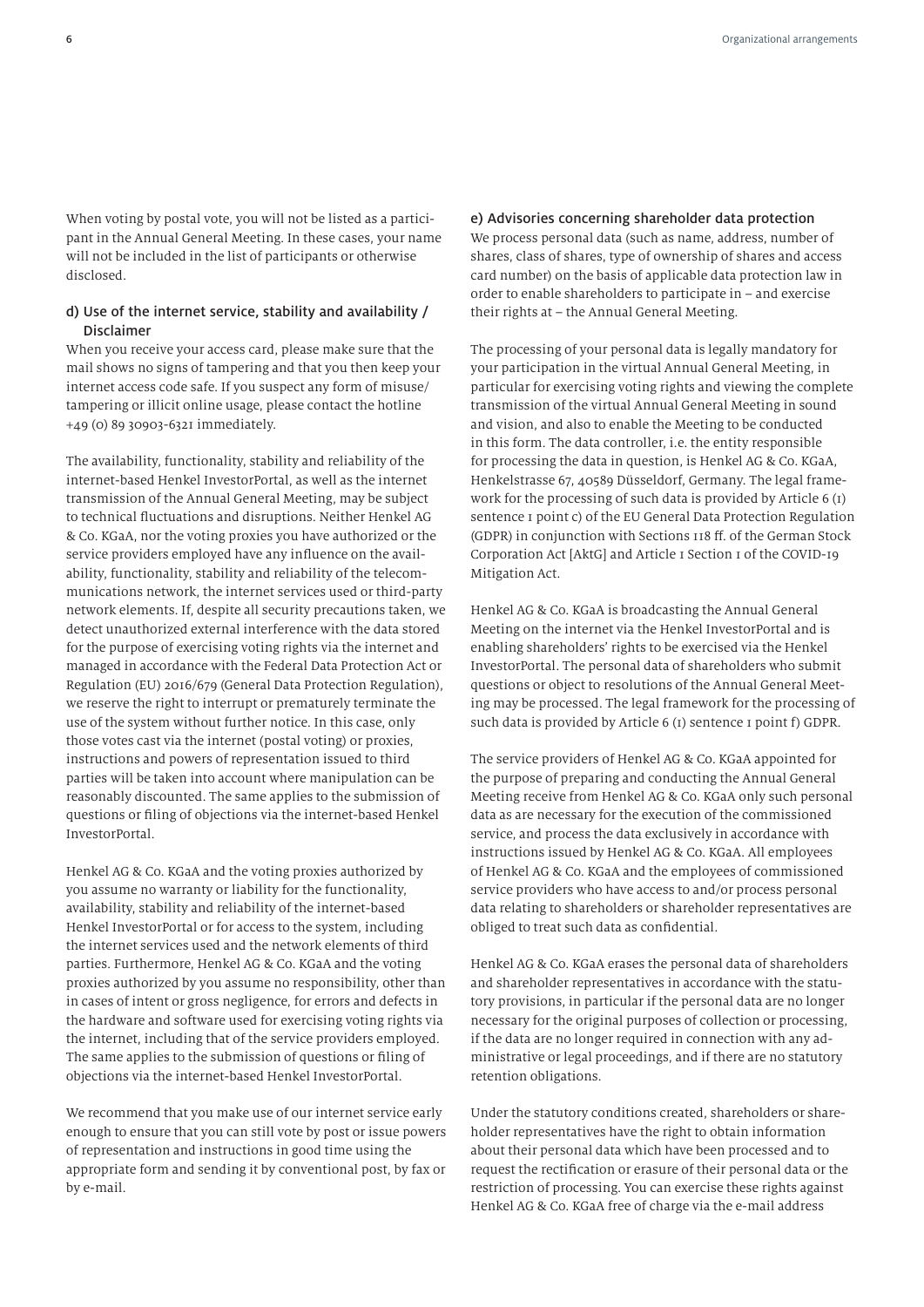When voting by postal vote, you will not be listed as a participant in the Annual General Meeting. In these cases, your name will not be included in the list of participants or otherwise disclosed.

### d) Use of the internet service, stability and availability / Disclaimer

When you receive your access card, please make sure that the mail shows no signs of tampering and that you then keep your internet access code safe. If you suspect any form of misuse/tampering or illicit online usage, please contact the hotline +49 (0) 89 30903-6321 immediately.

The availability, functionality, stability and reliability of the internet-based Henkel InvestorPortal, as well as the internet transmission of the Annual General Meeting, may be subject to technical fluctuations and disruptions. Neither Henkel AG & Co. KGaA, nor the voting proxies you have authorized or the service providers employed have any influence on the availability, functionality, stability and reliability of the telecommunications network, the internet services used or third-party network elements. If, despite all security precautions taken, we detect unauthorized external interference with the data stored for the purpose of exercising voting rights via the internet and managed in accordance with the Federal Data Protection Act or Regulation (EU) 2016/679 (General Data Protection Regulation), we reserve the right to interrupt or prematurely terminate the use of the system without further notice. In this case, only those votes cast via the internet (postal voting) or proxies, instructions and powers of representation issued to third parties will be taken into account where manipulation can be reasonably discounted. The same applies to the submission of questions or filing of objections via the internet-based Henkel InvestorPortal.

Henkel AG & Co. KGaA and the voting proxies authorized by you assume no warranty or liability for the functionality, availability, stability and reliability of the internet-based Henkel InvestorPortal or for access to the system, including the internet services used and the network elements of third parties. Furthermore, Henkel AG & Co. KGaA and the voting proxies authorized by you assume no responsibility, other than in cases of intent or gross negligence, for errors and defects in the hardware and software used for exercising voting rights via the internet, including that of the service providers employed. The same applies to the submission of questions or filing of objections via the internet-based Henkel InvestorPortal.

We recommend that you make use of our internet service early enough to ensure that you can still vote by post or issue powers of representation and instructions in good time using the appropriate form and sending it by conventional post, by fax or by e-mail.

### e) Advisories concerning shareholder data protection

We process personal data (such as name, address, number of shares, class of shares, type of ownership of shares and access card number) on the basis of applicable data protection law in order to enable shareholders to participate in – and exercise their rights at – the Annual General Meeting.

The processing of your personal data is legally mandatory for your participation in the virtual Annual General Meeting, in particular for exercising voting rights and viewing the complete transmission of the virtual Annual General Meeting in sound and vision, and also to enable the Meeting to be conducted in this form. The data controller, i.e. the entity responsible for processing the data in question, is Henkel AG & Co. KGaA, Henkelstrasse 67, 40589 Düsseldorf, Germany. The legal framework for the processing of such data is provided by Article 6 (1) sentence 1 point c) of the EU General Data Protection Regulation (GDPR) in conjunction with Sections 118 ff. of the German Stock Corporation Act [AktG] and Article 1 Section 1 of the COVID-19 Mitigation Act.

Henkel AG & Co. KGaA is broadcasting the Annual General Meeting on the internet via the Henkel InvestorPortal and is enabling shareholders' rights to be exercised via the Henkel InvestorPortal. The personal data of shareholders who submit questions or object to resolutions of the Annual General Meeting may be processed. The legal framework for the processing of such data is provided by Article 6 (1) sentence 1 point f) GDPR.

The service providers of Henkel AG & Co. KGaA appointed for the purpose of preparing and conducting the Annual General Meeting receive from Henkel AG & Co. KGaA only such personal data as are necessary for the execution of the commissioned service, and process the data exclusively in accordance with instructions issued by Henkel AG & Co. KGaA. All employees of Henkel AG & Co. KGaA and the employees of commissioned service providers who have access to and/or process personal data relating to shareholders or shareholder representatives are obliged to treat such data as confidential.

Henkel AG & Co. KGaA erases the personal data of shareholders and shareholder representatives in accordance with the statutory provisions, in particular if the personal data are no longer necessary for the original purposes of collection or processing, if the data are no longer required in connection with any administrative or legal proceedings, and if there are no statutory retention obligations.

Under the statutory conditions created, shareholders or shareholder representatives have the right to obtain information about their personal data which have been processed and to request the rectification or erasure of their personal data or the restriction of processing. You can exercise these rights against Henkel AG & Co. KGaA free of charge via the e-mail address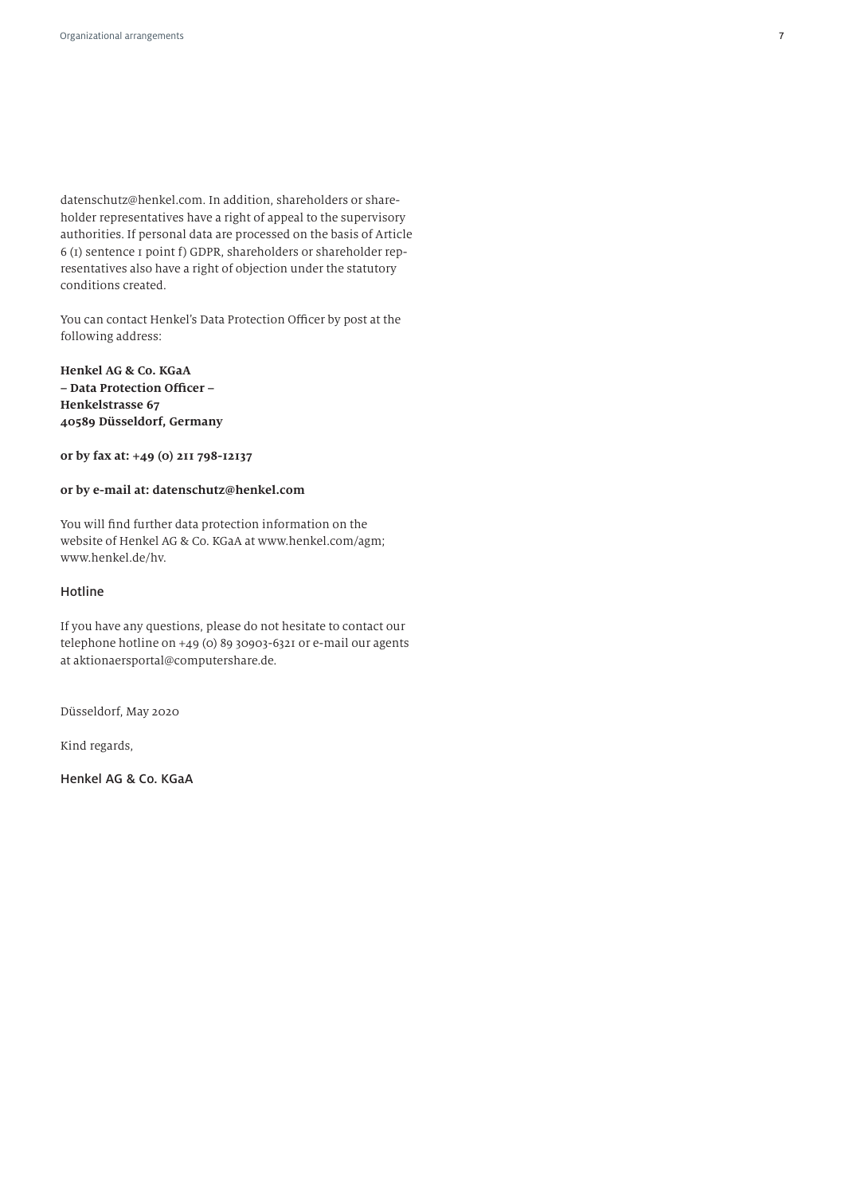datenschutz@henkel.com. In addition, shareholders or shareholder representatives have a right of appeal to the supervisory authorities. If personal data are processed on the basis of Article 6 (1) sentence 1 point f) GDPR, shareholders or shareholder representatives also have a right of objection under the statutory conditions created.

You can contact Henkel's Data Protection Officer by post at the following address:

**Henkel AG & Co. KGaA**
**– Data Protection Officer –**
**Henkelstrasse 67**
**40589 Düsseldorf, Germany**

**or by fax at: +49 (0) 211 798-12137**

**or by e-mail at: datenschutz@henkel.com**

You will find further data protection information on the website of Henkel AG & Co. KGaA at www.henkel.com/agm; www.henkel.de/hv.

## Hotline

If you have any questions, please do not hesitate to contact our telephone hotline on +49 (0) 89 30903-6321 or e-mail our agents at aktionaersportal@computershare.de.

Düsseldorf, May 2020

Kind regards,

Henkel AG & Co. KGaA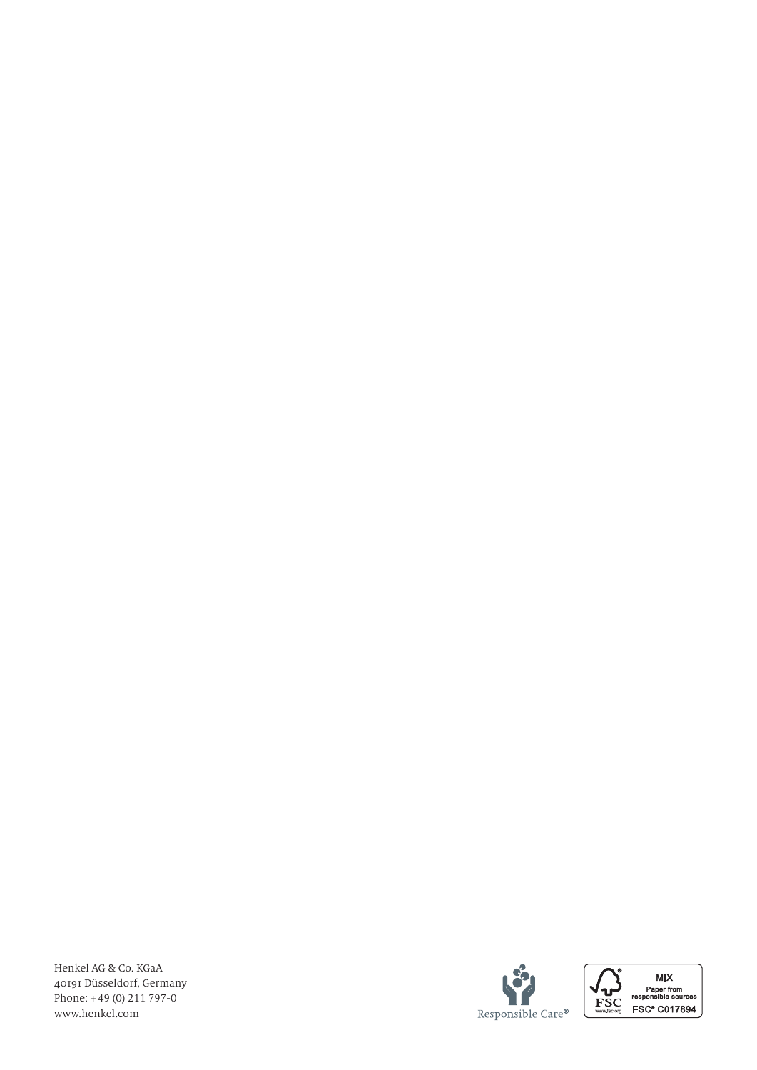Henkel AG & Co. KGaA
40191 Düsseldorf, Germany
Phone: +49 (0) 211 797-0
www.henkel.com

Responsible Care®

MIX
Paper from responsible sources
FSC® C017894